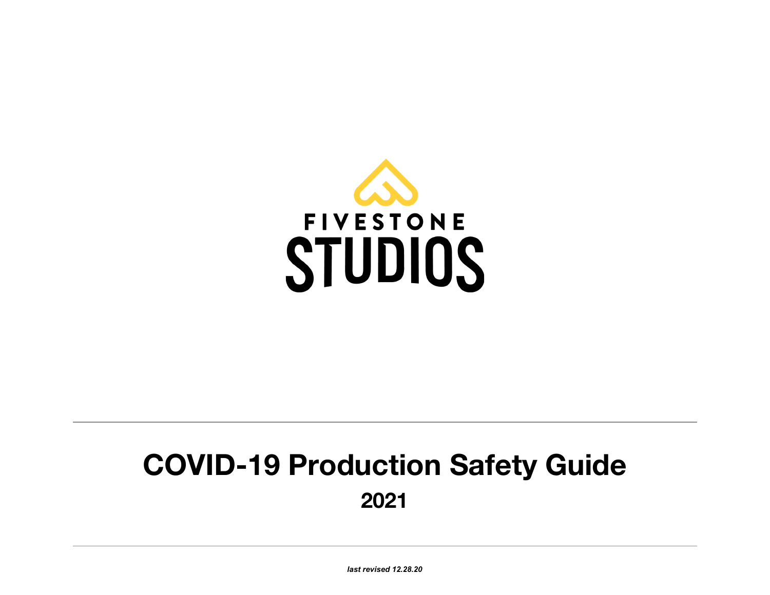FIVESTONE

STUDIOS

# COVID-19 Production Safety Guide

## 2021

***last revised 12.28.20***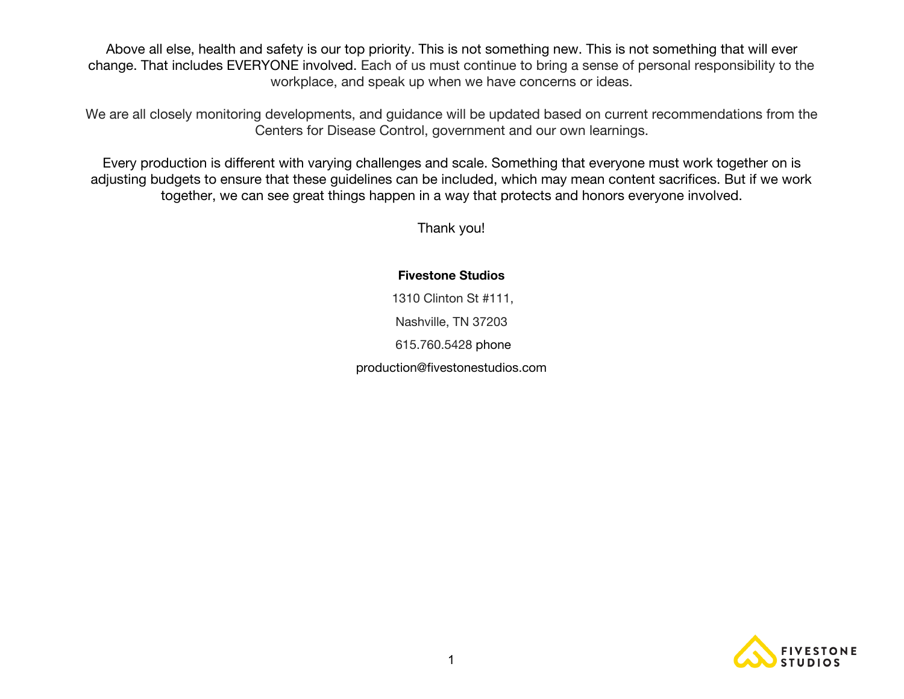Above all else, health and safety is our top priority. This is not something new. This is not something that will ever change. That includes EVERYONE involved. Each of us must continue to bring a sense of personal responsibility to the workplace, and speak up when we have concerns or ideas.

We are all closely monitoring developments, and guidance will be updated based on current recommendations from the Centers for Disease Control, government and our own learnings.

Every production is different with varying challenges and scale. Something that everyone must work together on is adjusting budgets to ensure that these guidelines can be included, which may mean content sacrifices. But if we work together, we can see great things happen in a way that protects and honors everyone involved.

Thank you!

**Fivestone Studios**

1310 Clinton St #111,

Nashville, TN 37203

615.760.5428 phone

production@fivestonestudios.com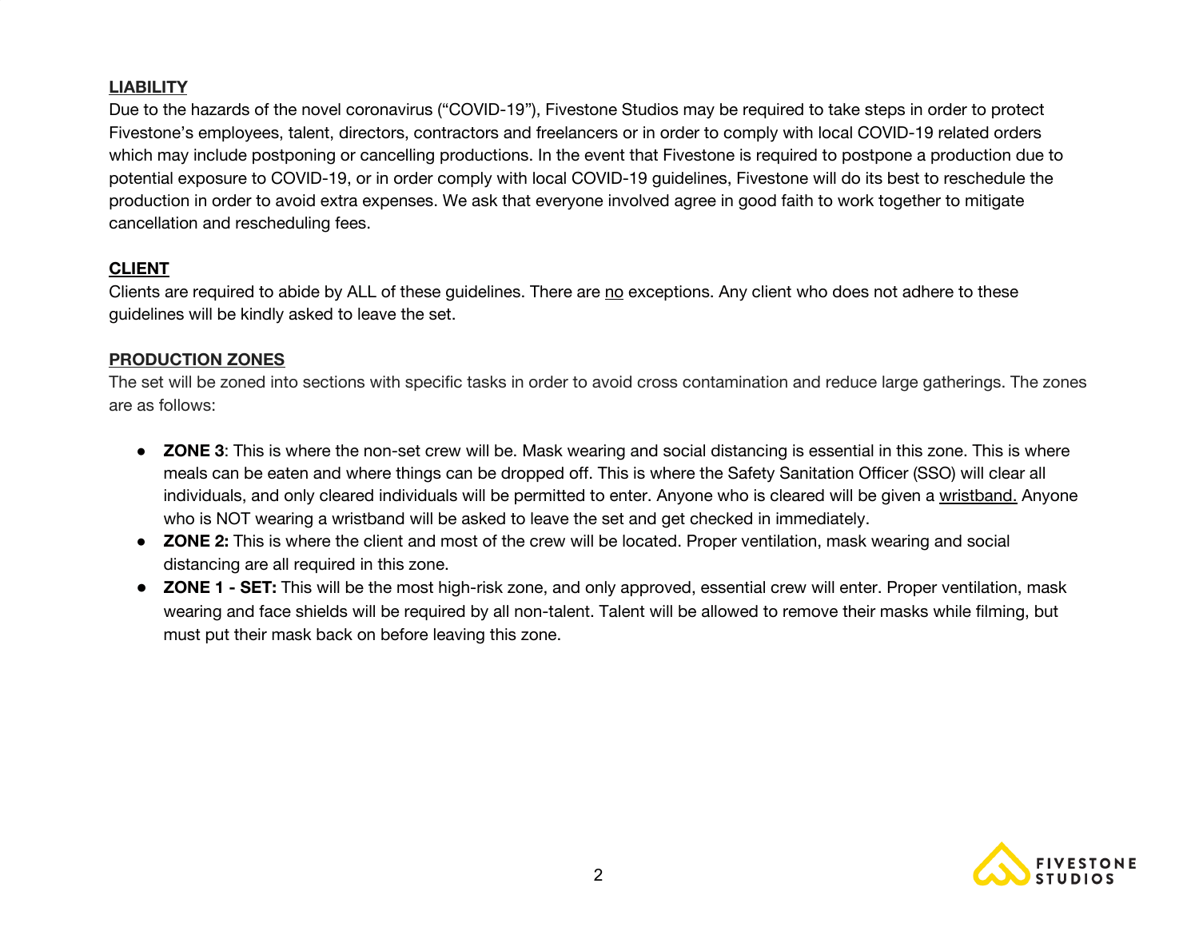## LIABILITY

Due to the hazards of the novel coronavirus ("COVID-19"), Fivestone Studios may be required to take steps in order to protect Fivestone's employees, talent, directors, contractors and freelancers or in order to comply with local COVID-19 related orders which may include postponing or cancelling productions. In the event that Fivestone is required to postpone a production due to potential exposure to COVID-19, or in order comply with local COVID-19 guidelines, Fivestone will do its best to reschedule the production in order to avoid extra expenses. We ask that everyone involved agree in good faith to work together to mitigate cancellation and rescheduling fees.

## CLIENT

Clients are required to abide by ALL of these guidelines. There are no exceptions. Any client who does not adhere to these guidelines will be kindly asked to leave the set.

## PRODUCTION ZONES

The set will be zoned into sections with specific tasks in order to avoid cross contamination and reduce large gatherings. The zones are as follows:

- **ZONE 3**: This is where the non-set crew will be. Mask wearing and social distancing is essential in this zone. This is where meals can be eaten and where things can be dropped off. This is where the Safety Sanitation Officer (SSO) will clear all individuals, and only cleared individuals will be permitted to enter. Anyone who is cleared will be given a wristband. Anyone who is NOT wearing a wristband will be asked to leave the set and get checked in immediately.
- **ZONE 2:** This is where the client and most of the crew will be located. Proper ventilation, mask wearing and social distancing are all required in this zone.
- **ZONE 1 - SET:** This will be the most high-risk zone, and only approved, essential crew will enter. Proper ventilation, mask wearing and face shields will be required by all non-talent. Talent will be allowed to remove their masks while filming, but must put their mask back on before leaving this zone.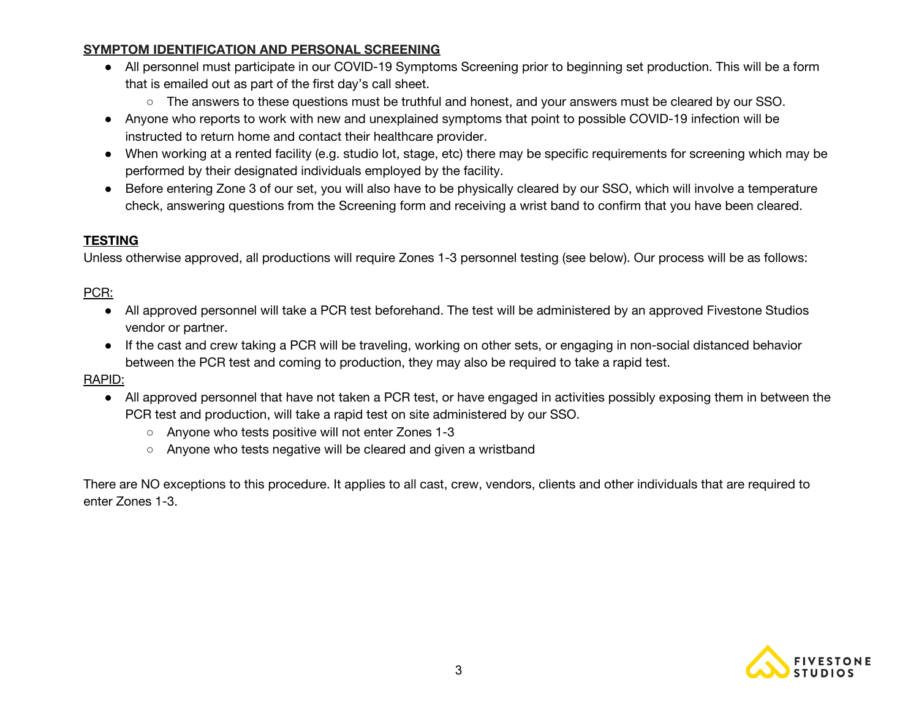## **SYMPTOM IDENTIFICATION AND PERSONAL SCREENING**

- All personnel must participate in our COVID-19 Symptoms Screening prior to beginning set production. This will be a form that is emailed out as part of the first day's call sheet.
  - The answers to these questions must be truthful and honest, and your answers must be cleared by our SSO.
- Anyone who reports to work with new and unexplained symptoms that point to possible COVID-19 infection will be instructed to return home and contact their healthcare provider.
- When working at a rented facility (e.g. studio lot, stage, etc) there may be specific requirements for screening which may be performed by their designated individuals employed by the facility.
- Before entering Zone 3 of our set, you will also have to be physically cleared by our SSO, which will involve a temperature check, answering questions from the Screening form and receiving a wrist band to confirm that you have been cleared.

## **TESTING**

Unless otherwise approved, all productions will require Zones 1-3 personnel testing (see below). Our process will be as follows:

<u>PCR:</u>

- All approved personnel will take a PCR test beforehand. The test will be administered by an approved Fivestone Studios vendor or partner.
- If the cast and crew taking a PCR will be traveling, working on other sets, or engaging in non-social distanced behavior between the PCR test and coming to production, they may also be required to take a rapid test.

<u>RAPID:</u>

- All approved personnel that have not taken a PCR test, or have engaged in activities possibly exposing them in between the PCR test and production, will take a rapid test on site administered by our SSO.
  - Anyone who tests positive will not enter Zones 1-3
  - Anyone who tests negative will be cleared and given a wristband

There are NO exceptions to this procedure. It applies to all cast, crew, vendors, clients and other individuals that are required to enter Zones 1-3.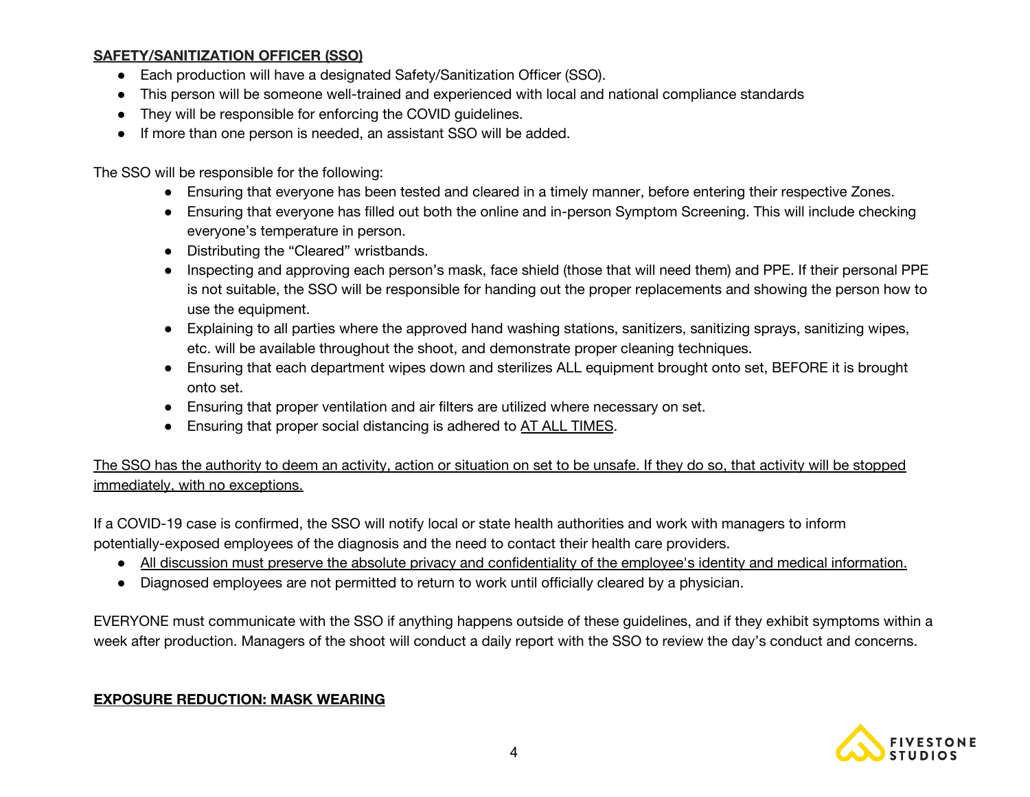**SAFETY/SANITIZATION OFFICER (SSO)**

- Each production will have a designated Safety/Sanitization Officer (SSO).
- This person will be someone well-trained and experienced with local and national compliance standards
- They will be responsible for enforcing the COVID guidelines.
- If more than one person is needed, an assistant SSO will be added.

The SSO will be responsible for the following:

- Ensuring that everyone has been tested and cleared in a timely manner, before entering their respective Zones.
- Ensuring that everyone has filled out both the online and in-person Symptom Screening. This will include checking everyone's temperature in person.
- Distributing the "Cleared" wristbands.
- Inspecting and approving each person's mask, face shield (those that will need them) and PPE. If their personal PPE is not suitable, the SSO will be responsible for handing out the proper replacements and showing the person how to use the equipment.
- Explaining to all parties where the approved hand washing stations, sanitizers, sanitizing sprays, sanitizing wipes, etc. will be available throughout the shoot, and demonstrate proper cleaning techniques.
- Ensuring that each department wipes down and sterilizes ALL equipment brought onto set, BEFORE it is brought onto set.
- Ensuring that proper ventilation and air filters are utilized where necessary on set.
- Ensuring that proper social distancing is adhered to <u>AT ALL TIMES</u>.

<u>The SSO has the authority to deem an activity, action or situation on set to be unsafe. If they do so, that activity will be stopped immediately, with no exceptions.</u>

If a COVID-19 case is confirmed, the SSO will notify local or state health authorities and work with managers to inform potentially-exposed employees of the diagnosis and the need to contact their health care providers.

- <u>All discussion must preserve the absolute privacy and confidentiality of the employee's identity and medical information.</u>
- Diagnosed employees are not permitted to return to work until officially cleared by a physician.

EVERYONE must communicate with the SSO if anything happens outside of these guidelines, and if they exhibit symptoms within a week after production. Managers of the shoot will conduct a daily report with the SSO to review the day's conduct and concerns.

**EXPOSURE REDUCTION: MASK WEARING**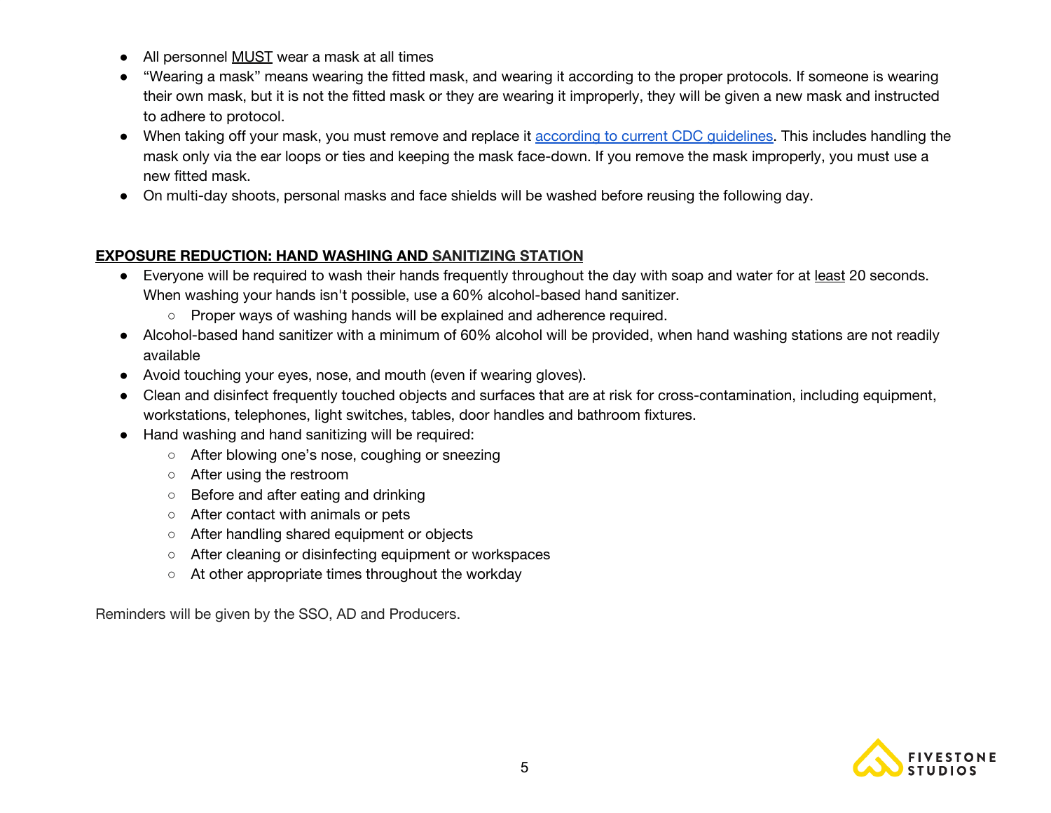- All personnel MUST wear a mask at all times
- "Wearing a mask" means wearing the fitted mask, and wearing it according to the proper protocols. If someone is wearing their own mask, but it is not the fitted mask or they are wearing it improperly, they will be given a new mask and instructed to adhere to protocol.
- When taking off your mask, you must remove and replace it according to current CDC guidelines. This includes handling the mask only via the ear loops or ties and keeping the mask face-down. If you remove the mask improperly, you must use a new fitted mask.
- On multi-day shoots, personal masks and face shields will be washed before reusing the following day.

## EXPOSURE REDUCTION: HAND WASHING AND SANITIZING STATION

- Everyone will be required to wash their hands frequently throughout the day with soap and water for at least 20 seconds. When washing your hands isn't possible, use a 60% alcohol-based hand sanitizer.
  - Proper ways of washing hands will be explained and adherence required.
- Alcohol-based hand sanitizer with a minimum of 60% alcohol will be provided, when hand washing stations are not readily available
- Avoid touching your eyes, nose, and mouth (even if wearing gloves).
- Clean and disinfect frequently touched objects and surfaces that are at risk for cross-contamination, including equipment, workstations, telephones, light switches, tables, door handles and bathroom fixtures.
- Hand washing and hand sanitizing will be required:
  - After blowing one's nose, coughing or sneezing
  - After using the restroom
  - Before and after eating and drinking
  - After contact with animals or pets
  - After handling shared equipment or objects
  - After cleaning or disinfecting equipment or workspaces
  - At other appropriate times throughout the workday

Reminders will be given by the SSO, AD and Producers.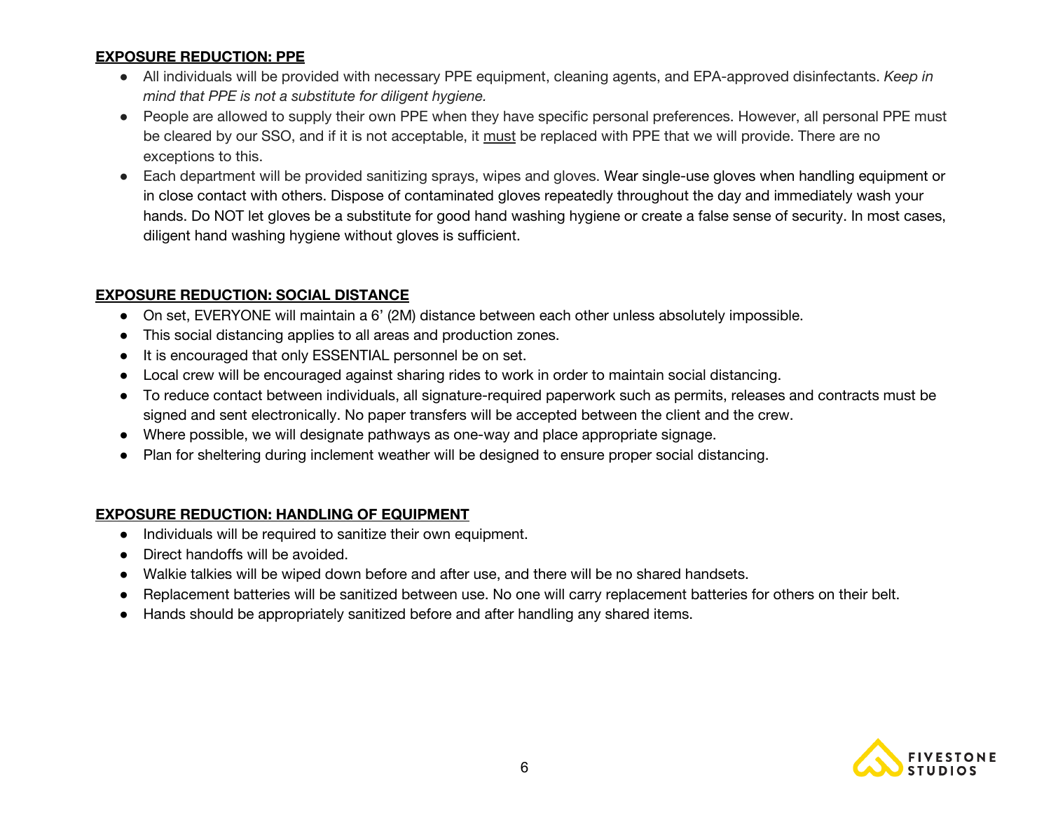**EXPOSURE REDUCTION: PPE**

- All individuals will be provided with necessary PPE equipment, cleaning agents, and EPA-approved disinfectants. *Keep in mind that PPE is not a substitute for diligent hygiene.*
- People are allowed to supply their own PPE when they have specific personal preferences. However, all personal PPE must be cleared by our SSO, and if it is not acceptable, it <u>must</u> be replaced with PPE that we will provide. There are no exceptions to this.
- Each department will be provided sanitizing sprays, wipes and gloves. Wear single-use gloves when handling equipment or in close contact with others. Dispose of contaminated gloves repeatedly throughout the day and immediately wash your hands. Do NOT let gloves be a substitute for good hand washing hygiene or create a false sense of security. In most cases, diligent hand washing hygiene without gloves is sufficient.

**EXPOSURE REDUCTION: SOCIAL DISTANCE**

- On set, EVERYONE will maintain a 6' (2M) distance between each other unless absolutely impossible.
- This social distancing applies to all areas and production zones.
- It is encouraged that only ESSENTIAL personnel be on set.
- Local crew will be encouraged against sharing rides to work in order to maintain social distancing.
- To reduce contact between individuals, all signature-required paperwork such as permits, releases and contracts must be signed and sent electronically. No paper transfers will be accepted between the client and the crew.
- Where possible, we will designate pathways as one-way and place appropriate signage.
- Plan for sheltering during inclement weather will be designed to ensure proper social distancing.

**EXPOSURE REDUCTION: HANDLING OF EQUIPMENT**

- Individuals will be required to sanitize their own equipment.
- Direct handoffs will be avoided.
- Walkie talkies will be wiped down before and after use, and there will be no shared handsets.
- Replacement batteries will be sanitized between use. No one will carry replacement batteries for others on their belt.
- Hands should be appropriately sanitized before and after handling any shared items.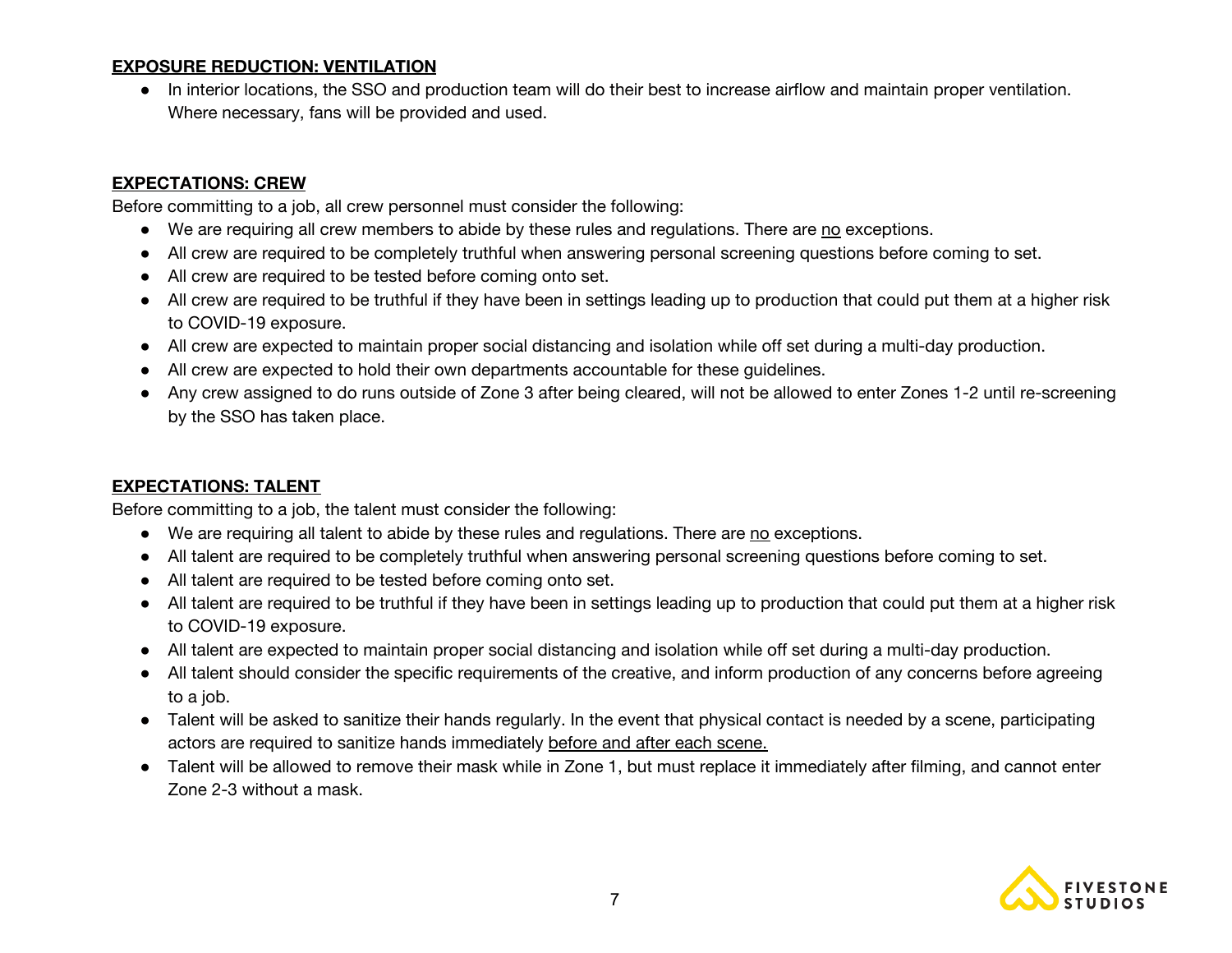**<u>EXPOSURE REDUCTION: VENTILATION</u>**

- In interior locations, the SSO and production team will do their best to increase airflow and maintain proper ventilation. Where necessary, fans will be provided and used.

**<u>EXPECTATIONS: CREW</u>**

Before committing to a job, all crew personnel must consider the following:

- We are requiring all crew members to abide by these rules and regulations. There are <u>no</u> exceptions.
- All crew are required to be completely truthful when answering personal screening questions before coming to set.
- All crew are required to be tested before coming onto set.
- All crew are required to be truthful if they have been in settings leading up to production that could put them at a higher risk to COVID-19 exposure.
- All crew are expected to maintain proper social distancing and isolation while off set during a multi-day production.
- All crew are expected to hold their own departments accountable for these guidelines.
- Any crew assigned to do runs outside of Zone 3 after being cleared, will not be allowed to enter Zones 1-2 until re-screening by the SSO has taken place.

**<u>EXPECTATIONS: TALENT</u>**

Before committing to a job, the talent must consider the following:

- We are requiring all talent to abide by these rules and regulations. There are <u>no</u> exceptions.
- All talent are required to be completely truthful when answering personal screening questions before coming to set.
- All talent are required to be tested before coming onto set.
- All talent are required to be truthful if they have been in settings leading up to production that could put them at a higher risk to COVID-19 exposure.
- All talent are expected to maintain proper social distancing and isolation while off set during a multi-day production.
- All talent should consider the specific requirements of the creative, and inform production of any concerns before agreeing to a job.
- Talent will be asked to sanitize their hands regularly. In the event that physical contact is needed by a scene, participating actors are required to sanitize hands immediately <u>before and after each scene.</u>
- Talent will be allowed to remove their mask while in Zone 1, but must replace it immediately after filming, and cannot enter Zone 2-3 without a mask.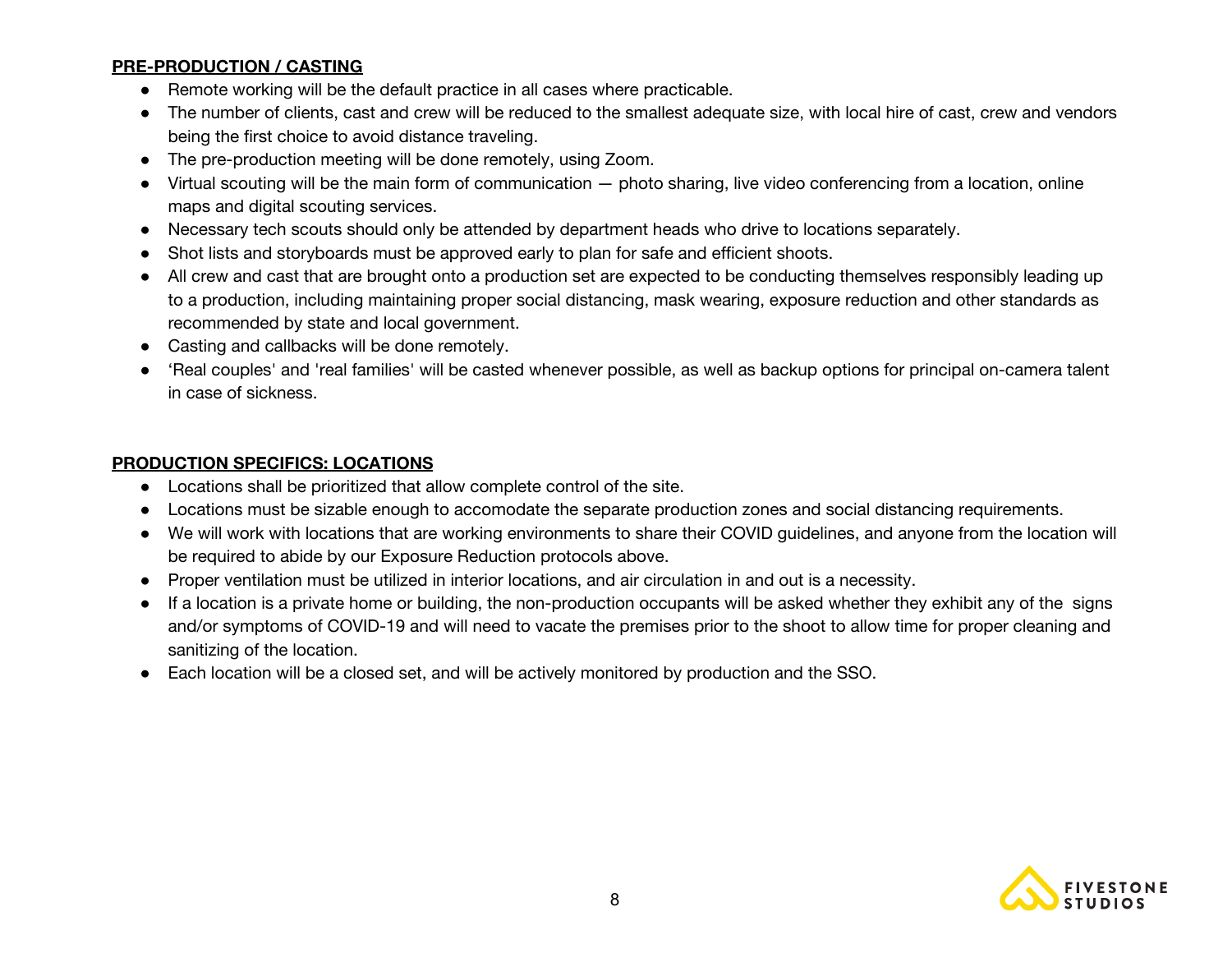**PRE-PRODUCTION / CASTING**

- Remote working will be the default practice in all cases where practicable.
- The number of clients, cast and crew will be reduced to the smallest adequate size, with local hire of cast, crew and vendors being the first choice to avoid distance traveling.
- The pre-production meeting will be done remotely, using Zoom.
- Virtual scouting will be the main form of communication — photo sharing, live video conferencing from a location, online maps and digital scouting services.
- Necessary tech scouts should only be attended by department heads who drive to locations separately.
- Shot lists and storyboards must be approved early to plan for safe and efficient shoots.
- All crew and cast that are brought onto a production set are expected to be conducting themselves responsibly leading up to a production, including maintaining proper social distancing, mask wearing, exposure reduction and other standards as recommended by state and local government.
- Casting and callbacks will be done remotely.
- 'Real couples' and 'real families' will be casted whenever possible, as well as backup options for principal on-camera talent in case of sickness.

**PRODUCTION SPECIFICS: LOCATIONS**

- Locations shall be prioritized that allow complete control of the site.
- Locations must be sizable enough to accomodate the separate production zones and social distancing requirements.
- We will work with locations that are working environments to share their COVID guidelines, and anyone from the location will be required to abide by our Exposure Reduction protocols above.
- Proper ventilation must be utilized in interior locations, and air circulation in and out is a necessity.
- If a location is a private home or building, the non-production occupants will be asked whether they exhibit any of the signs and/or symptoms of COVID-19 and will need to vacate the premises prior to the shoot to allow time for proper cleaning and sanitizing of the location.
- Each location will be a closed set, and will be actively monitored by production and the SSO.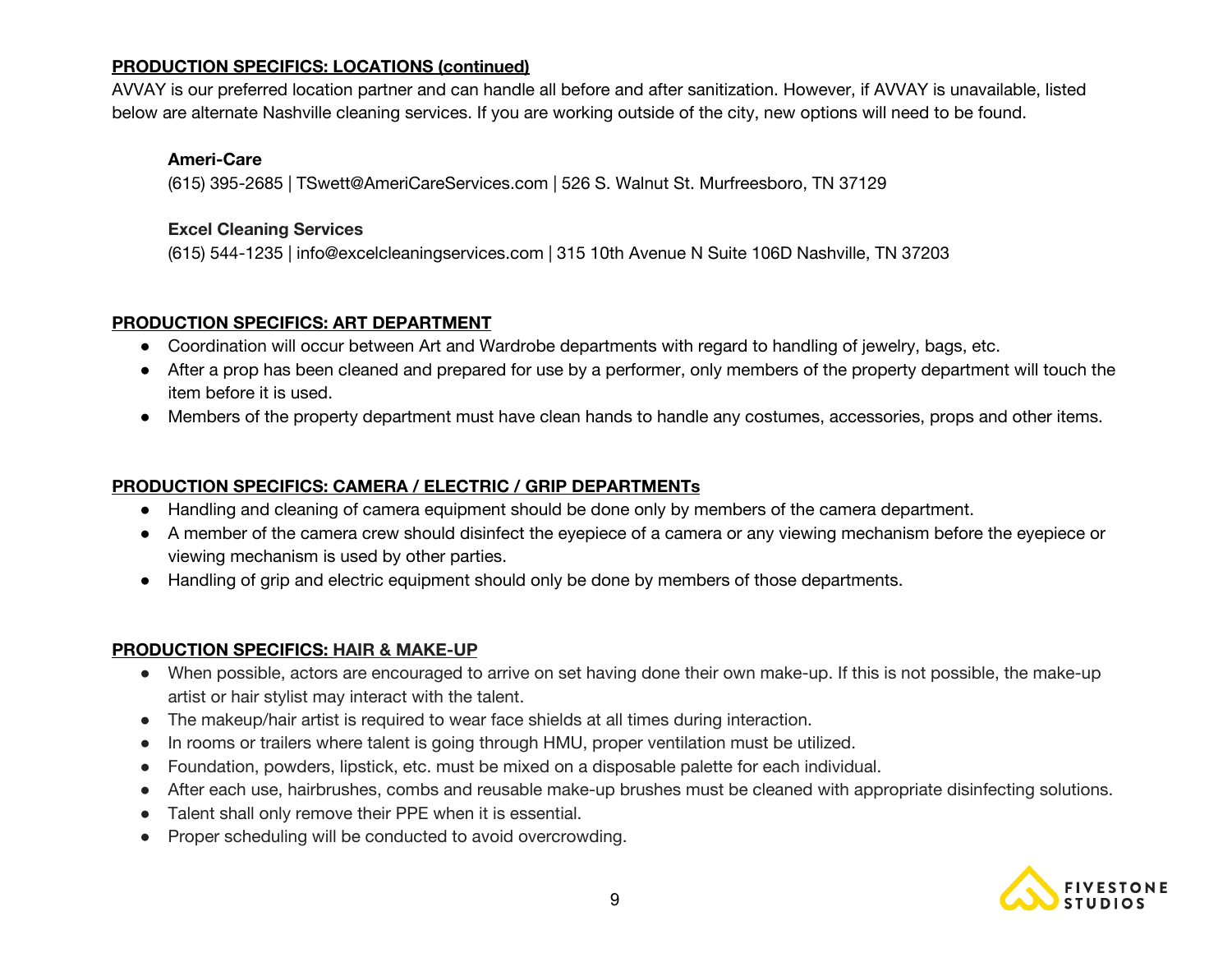## PRODUCTION SPECIFICS: LOCATIONS (continued)

AVVAY is our preferred location partner and can handle all before and after sanitization. However, if AVVAY is unavailable, listed below are alternate Nashville cleaning services. If you are working outside of the city, new options will need to be found.

**Ameri-Care**
(615) 395-2685 | TSwett@AmeriCareServices.com | 526 S. Walnut St. Murfreesboro, TN 37129

**Excel Cleaning Services**
(615) 544-1235 | info@excelcleaningservices.com | 315 10th Avenue N Suite 106D Nashville, TN 37203

## PRODUCTION SPECIFICS: ART DEPARTMENT

- Coordination will occur between Art and Wardrobe departments with regard to handling of jewelry, bags, etc.
- After a prop has been cleaned and prepared for use by a performer, only members of the property department will touch the item before it is used.
- Members of the property department must have clean hands to handle any costumes, accessories, props and other items.

## PRODUCTION SPECIFICS: CAMERA / ELECTRIC / GRIP DEPARTMENTs

- Handling and cleaning of camera equipment should be done only by members of the camera department.
- A member of the camera crew should disinfect the eyepiece of a camera or any viewing mechanism before the eyepiece or viewing mechanism is used by other parties.
- Handling of grip and electric equipment should only be done by members of those departments.

## PRODUCTION SPECIFICS: HAIR & MAKE-UP

- When possible, actors are encouraged to arrive on set having done their own make-up. If this is not possible, the make-up artist or hair stylist may interact with the talent.
- The makeup/hair artist is required to wear face shields at all times during interaction.
- In rooms or trailers where talent is going through HMU, proper ventilation must be utilized.
- Foundation, powders, lipstick, etc. must be mixed on a disposable palette for each individual.
- After each use, hairbrushes, combs and reusable make-up brushes must be cleaned with appropriate disinfecting solutions.
- Talent shall only remove their PPE when it is essential.
- Proper scheduling will be conducted to avoid overcrowding.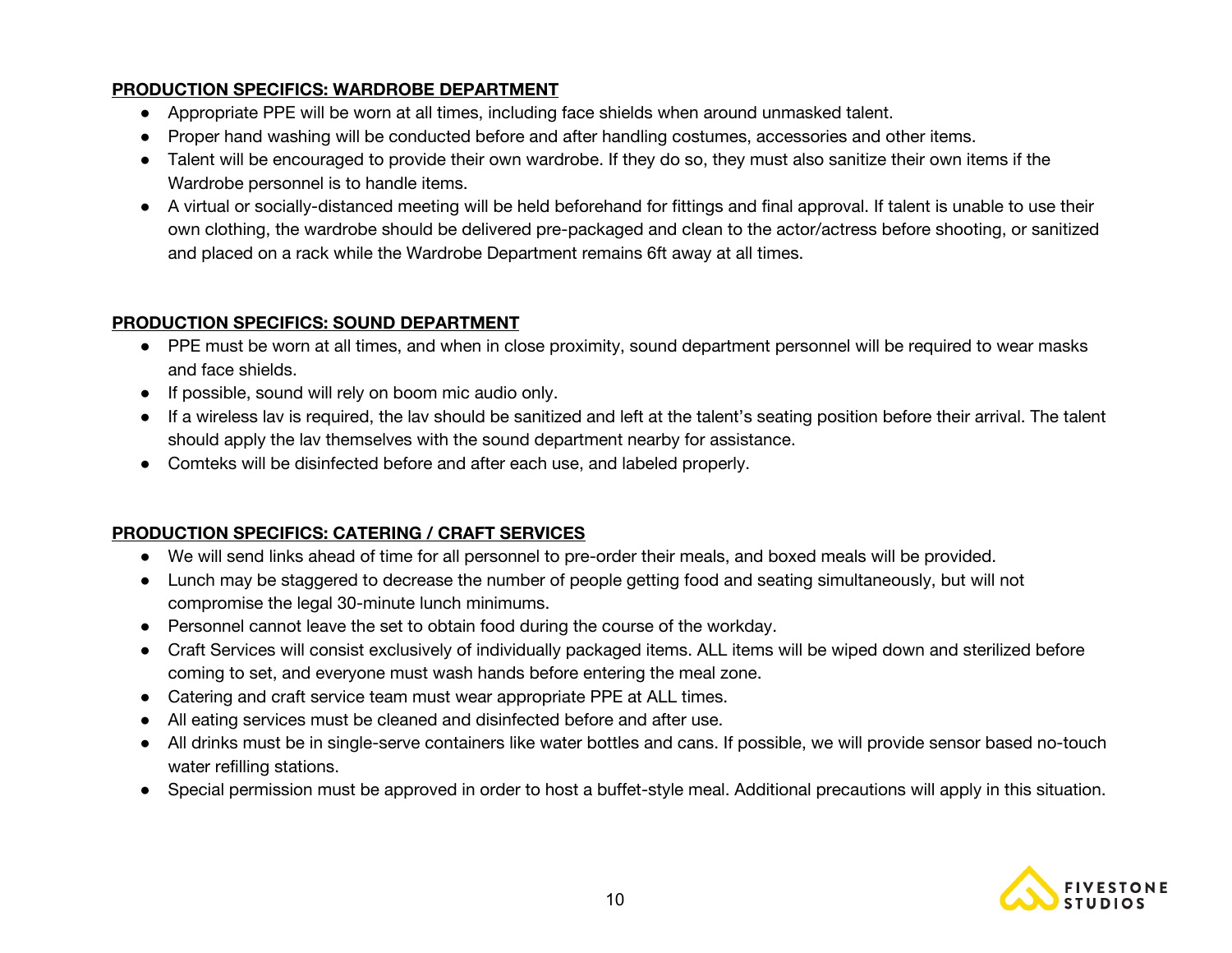**PRODUCTION SPECIFICS: WARDROBE DEPARTMENT**

- Appropriate PPE will be worn at all times, including face shields when around unmasked talent.
- Proper hand washing will be conducted before and after handling costumes, accessories and other items.
- Talent will be encouraged to provide their own wardrobe. If they do so, they must also sanitize their own items if the Wardrobe personnel is to handle items.
- A virtual or socially-distanced meeting will be held beforehand for fittings and final approval. If talent is unable to use their own clothing, the wardrobe should be delivered pre-packaged and clean to the actor/actress before shooting, or sanitized and placed on a rack while the Wardrobe Department remains 6ft away at all times.

**PRODUCTION SPECIFICS: SOUND DEPARTMENT**

- PPE must be worn at all times, and when in close proximity, sound department personnel will be required to wear masks and face shields.
- If possible, sound will rely on boom mic audio only.
- If a wireless lav is required, the lav should be sanitized and left at the talent's seating position before their arrival. The talent should apply the lav themselves with the sound department nearby for assistance.
- Comteks will be disinfected before and after each use, and labeled properly.

**PRODUCTION SPECIFICS: CATERING / CRAFT SERVICES**

- We will send links ahead of time for all personnel to pre-order their meals, and boxed meals will be provided.
- Lunch may be staggered to decrease the number of people getting food and seating simultaneously, but will not compromise the legal 30-minute lunch minimums.
- Personnel cannot leave the set to obtain food during the course of the workday.
- Craft Services will consist exclusively of individually packaged items. ALL items will be wiped down and sterilized before coming to set, and everyone must wash hands before entering the meal zone.
- Catering and craft service team must wear appropriate PPE at ALL times.
- All eating services must be cleaned and disinfected before and after use.
- All drinks must be in single-serve containers like water bottles and cans. If possible, we will provide sensor based no-touch water refilling stations.
- Special permission must be approved in order to host a buffet-style meal. Additional precautions will apply in this situation.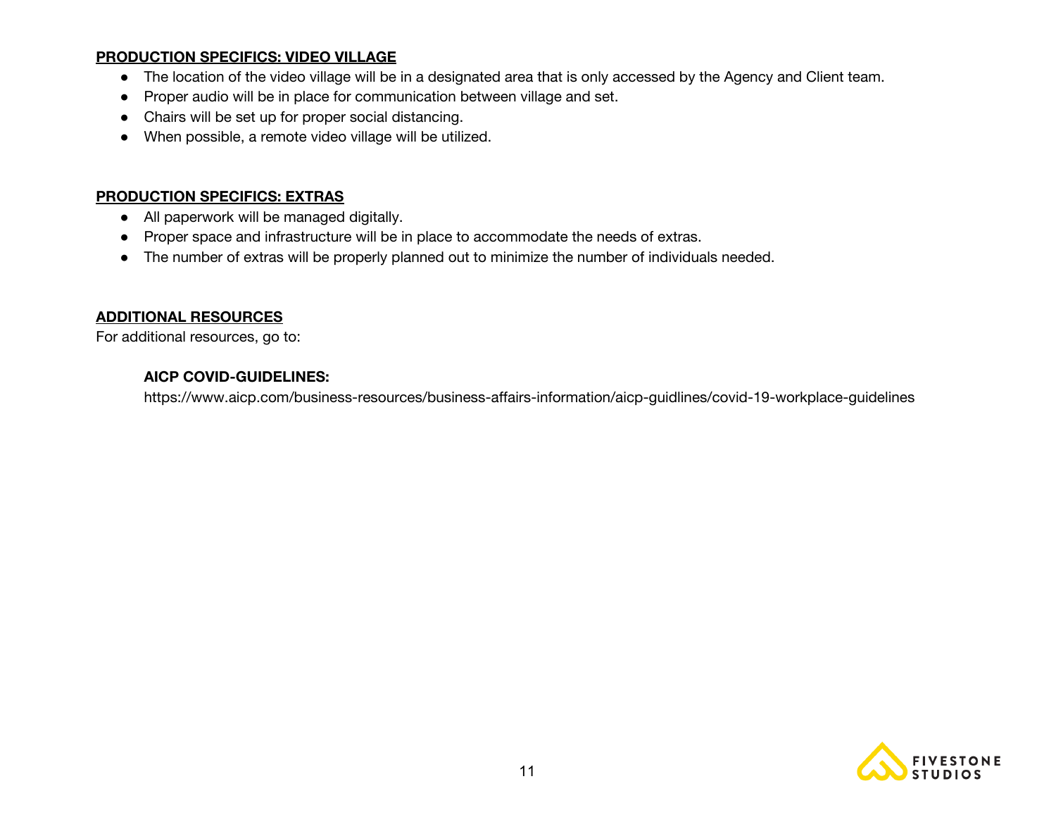**PRODUCTION SPECIFICS: VIDEO VILLAGE**

- The location of the video village will be in a designated area that is only accessed by the Agency and Client team.
- Proper audio will be in place for communication between village and set.
- Chairs will be set up for proper social distancing.
- When possible, a remote video village will be utilized.

**PRODUCTION SPECIFICS: EXTRAS**

- All paperwork will be managed digitally.
- Proper space and infrastructure will be in place to accommodate the needs of extras.
- The number of extras will be properly planned out to minimize the number of individuals needed.

**ADDITIONAL RESOURCES**

For additional resources, go to:

**AICP COVID-GUIDELINES:**

https://www.aicp.com/business-resources/business-affairs-information/aicp-guidlines/covid-19-workplace-guidelines